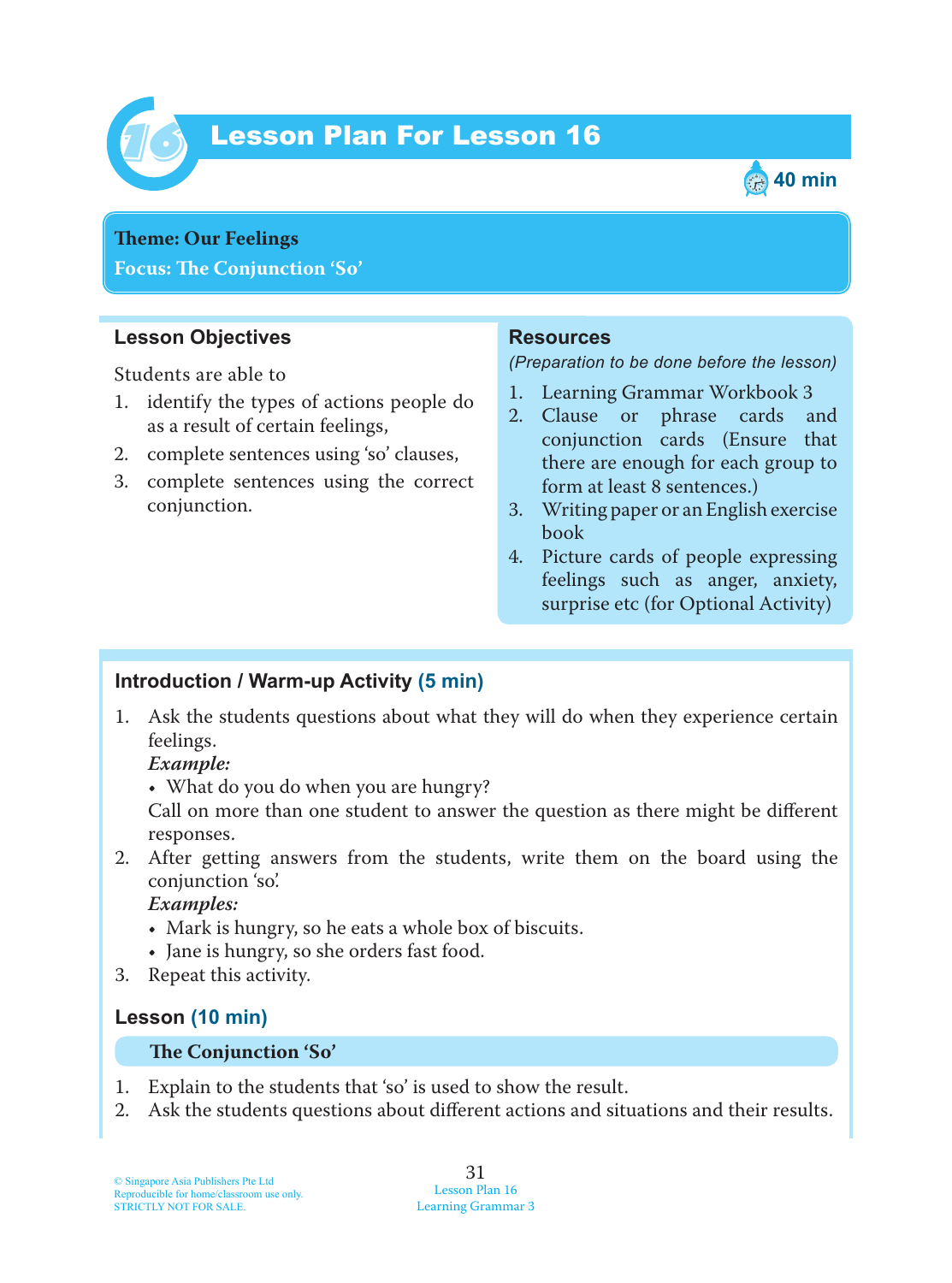# Lesson Plan For Lesson 16

40 min

**Theme: Our Feelings**
**Focus: The Conjunction 'So'**

## Lesson Objectives

Students are able to

1. identify the types of actions people do as a result of certain feelings,
2. complete sentences using 'so' clauses,
3. complete sentences using the correct conjunction.

## Resources

*(Preparation to be done before the lesson)*

1. Learning Grammar Workbook 3
2. Clause or phrase cards and conjunction cards (Ensure that there are enough for each group to form at least 8 sentences.)
3. Writing paper or an English exercise book
4. Picture cards of people expressing feelings such as anger, anxiety, surprise etc (for Optional Activity)

## Introduction / Warm-up Activity (5 min)

1. Ask the students questions about what they will do when they experience certain feelings.
   ***Example:***
   - What do you do when you are hungry?

   Call on more than one student to answer the question as there might be different responses.
2. After getting answers from the students, write them on the board using the conjunction 'so'.
   ***Examples:***
   - Mark is hungry, so he eats a whole box of biscuits.
   - Jane is hungry, so she orders fast food.
3. Repeat this activity.

## Lesson (10 min)

### The Conjunction 'So'

1. Explain to the students that 'so' is used to show the result.
2. Ask the students questions about different actions and situations and their results.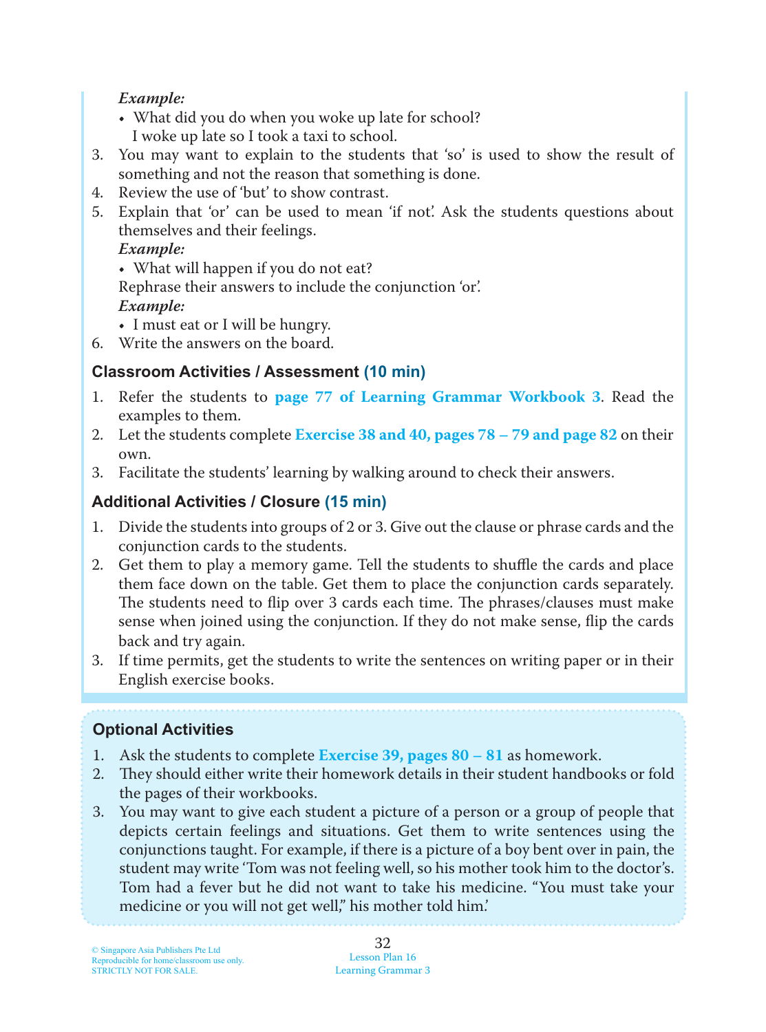*Example:*

- What did you do when you woke up late for school?
  I woke up late so I took a taxi to school.

3. You may want to explain to the students that 'so' is used to show the result of something and not the reason that something is done.
4. Review the use of 'but' to show contrast.
5. Explain that 'or' can be used to mean 'if not'. Ask the students questions about themselves and their feelings.
   *Example:*
   - What will happen if you do not eat?

   Rephrase their answers to include the conjunction 'or'.
   *Example:*
   - I must eat or I will be hungry.
6. Write the answers on the board.

### Classroom Activities / Assessment (10 min)

1. Refer the students to **page 77 of Learning Grammar Workbook 3**. Read the examples to them.
2. Let the students complete **Exercise 38 and 40, pages 78 – 79 and page 82** on their own.
3. Facilitate the students' learning by walking around to check their answers.

### Additional Activities / Closure (15 min)

1. Divide the students into groups of 2 or 3. Give out the clause or phrase cards and the conjunction cards to the students.
2. Get them to play a memory game. Tell the students to shuffle the cards and place them face down on the table. Get them to place the conjunction cards separately. The students need to flip over 3 cards each time. The phrases/clauses must make sense when joined using the conjunction. If they do not make sense, flip the cards back and try again.
3. If time permits, get the students to write the sentences on writing paper or in their English exercise books.

### Optional Activities

1. Ask the students to complete **Exercise 39, pages 80 – 81** as homework.
2. They should either write their homework details in their student handbooks or fold the pages of their workbooks.
3. You may want to give each student a picture of a person or a group of people that depicts certain feelings and situations. Get them to write sentences using the conjunctions taught. For example, if there is a picture of a boy bent over in pain, the student may write 'Tom was not feeling well, so his mother took him to the doctor's. Tom had a fever but he did not want to take his medicine. "You must take your medicine or you will not get well," his mother told him.'